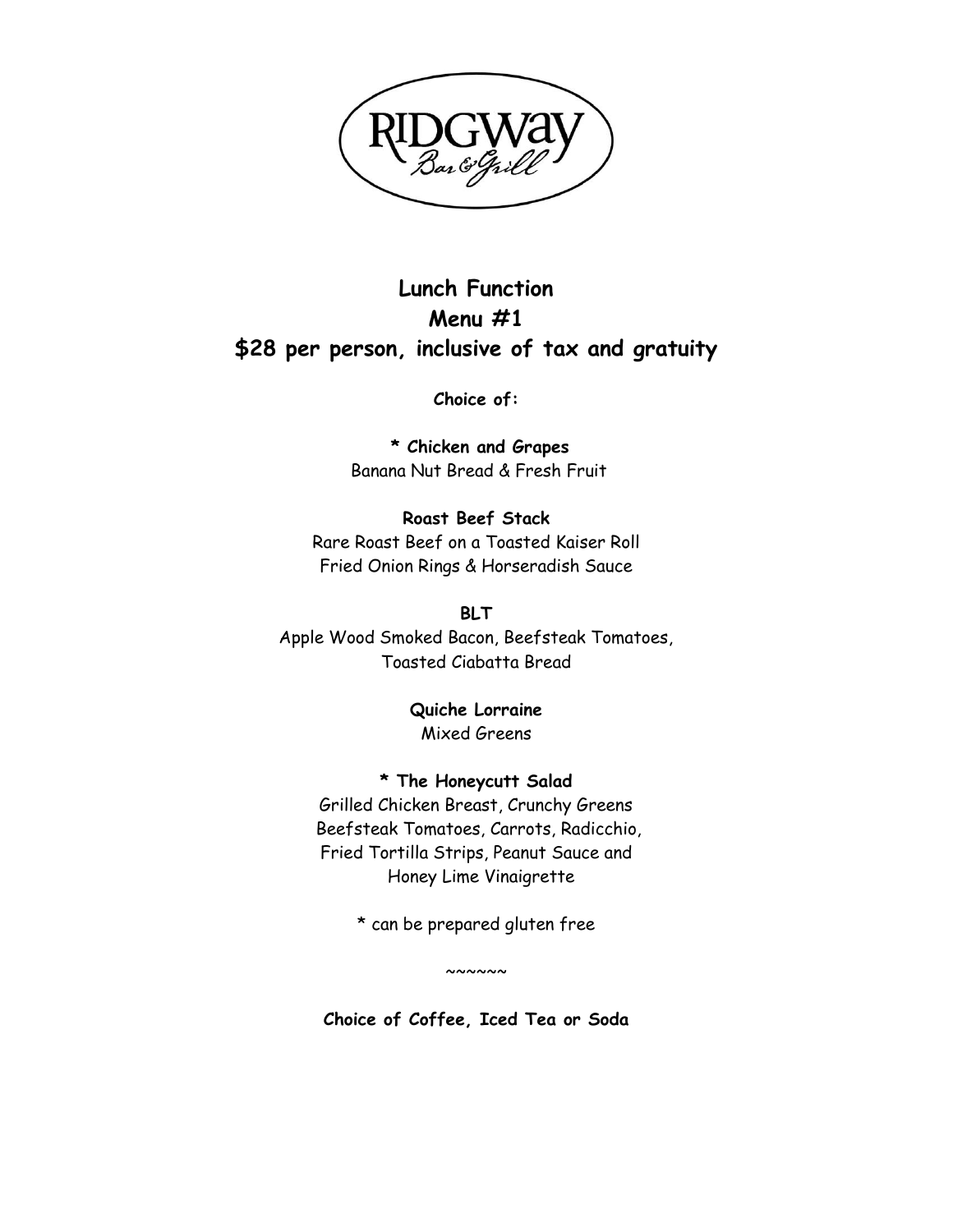RIDGWAY
Bar & Grill

# Lunch Function
## Menu #1
## $28 per person, inclusive of tax and gratuity

**Choice of:**

**\* Chicken and Grapes**
Banana Nut Bread & Fresh Fruit

**Roast Beef Stack**
Rare Roast Beef on a Toasted Kaiser Roll
Fried Onion Rings & Horseradish Sauce

**BLT**
Apple Wood Smoked Bacon, Beefsteak Tomatoes,
Toasted Ciabatta Bread

**Quiche Lorraine**
Mixed Greens

**\* The Honeycutt Salad**
Grilled Chicken Breast, Crunchy Greens
Beefsteak Tomatoes, Carrots, Radicchio,
Fried Tortilla Strips, Peanut Sauce and
Honey Lime Vinaigrette

\* can be prepared gluten free

~~~~~~

**Choice of Coffee, Iced Tea or Soda**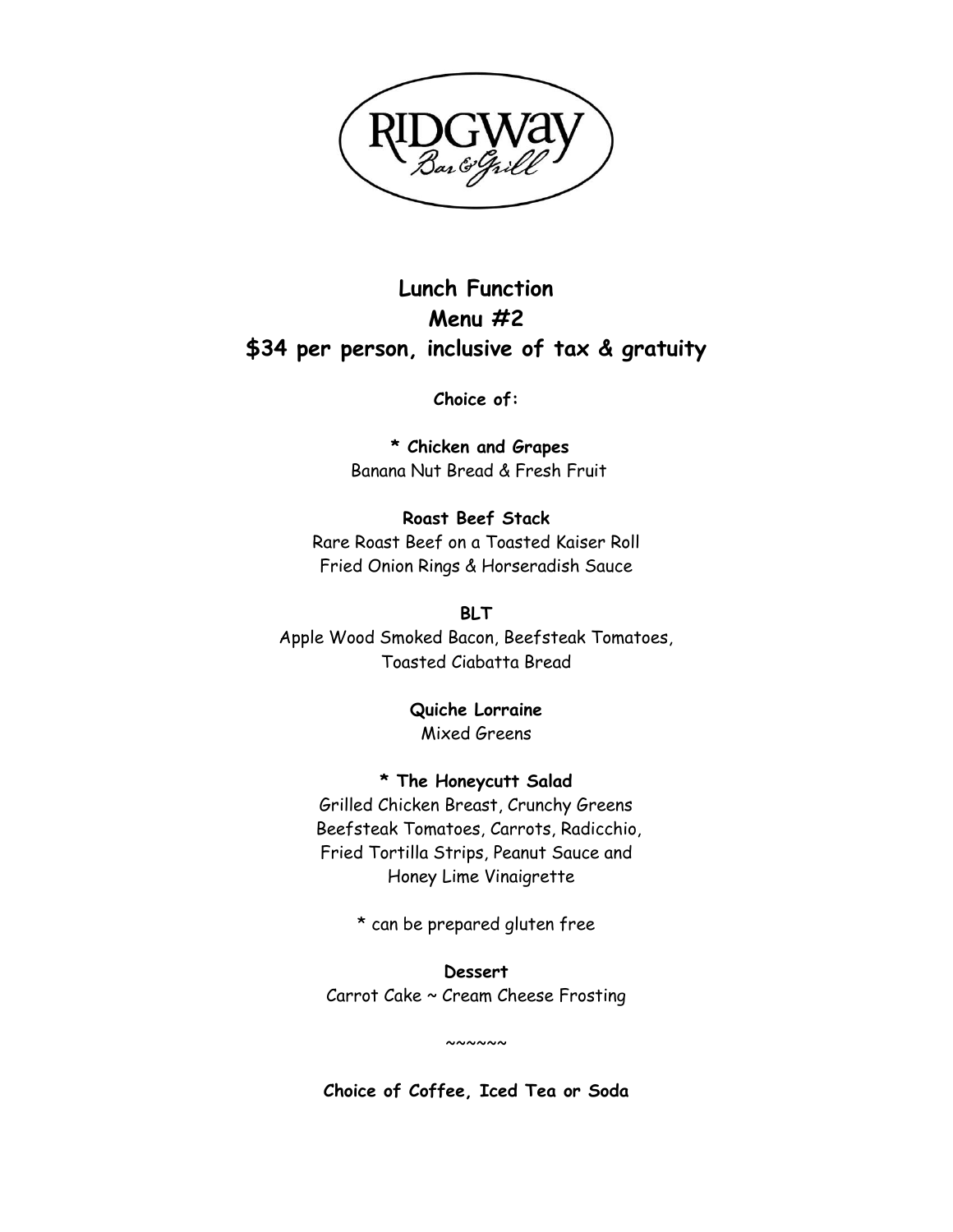RIDGWAY
Bar & Grill

# Lunch Function
# Menu #2
# $34 per person, inclusive of tax & gratuity

**Choice of:**

**\* Chicken and Grapes**
Banana Nut Bread & Fresh Fruit

**Roast Beef Stack**
Rare Roast Beef on a Toasted Kaiser Roll
Fried Onion Rings & Horseradish Sauce

**BLT**
Apple Wood Smoked Bacon, Beefsteak Tomatoes,
Toasted Ciabatta Bread

**Quiche Lorraine**
Mixed Greens

**\* The Honeycutt Salad**
Grilled Chicken Breast, Crunchy Greens
Beefsteak Tomatoes, Carrots, Radicchio,
Fried Tortilla Strips, Peanut Sauce and
Honey Lime Vinaigrette

\* can be prepared gluten free

**Dessert**
Carrot Cake ~ Cream Cheese Frosting

~~~~~~

**Choice of Coffee, Iced Tea or Soda**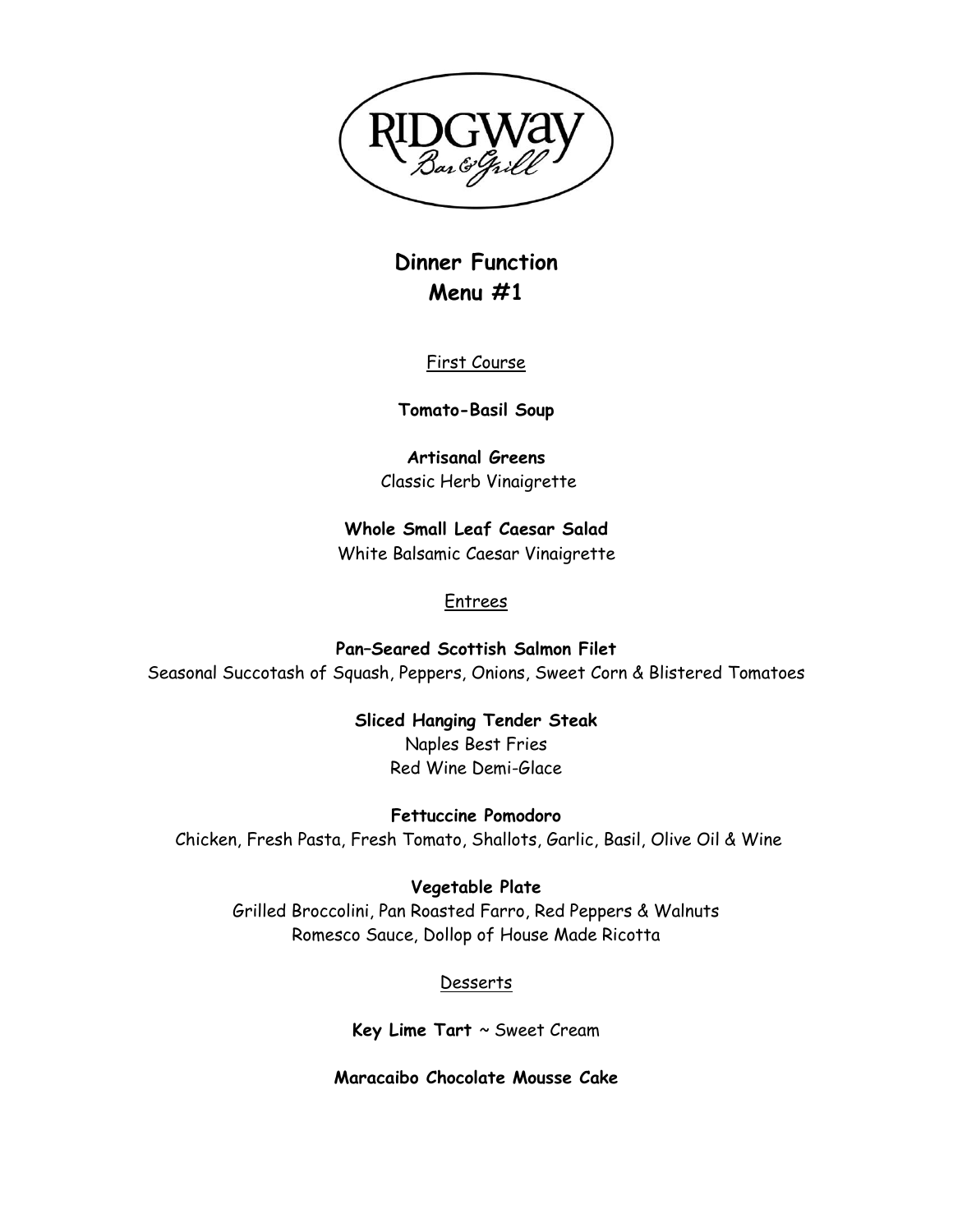# Ridgway Bar & Grill

## Dinner Function
## Menu #1

First Course

**Tomato-Basil Soup**

**Artisanal Greens**
Classic Herb Vinaigrette

**Whole Small Leaf Caesar Salad**
White Balsamic Caesar Vinaigrette

Entrees

**Pan–Seared Scottish Salmon Filet**
Seasonal Succotash of Squash, Peppers, Onions, Sweet Corn & Blistered Tomatoes

**Sliced Hanging Tender Steak**
Naples Best Fries
Red Wine Demi-Glace

**Fettuccine Pomodoro**
Chicken, Fresh Pasta, Fresh Tomato, Shallots, Garlic, Basil, Olive Oil & Wine

**Vegetable Plate**
Grilled Broccolini, Pan Roasted Farro, Red Peppers & Walnuts
Romesco Sauce, Dollop of House Made Ricotta

Desserts

**Key Lime Tart** ~ Sweet Cream

**Maracaibo Chocolate Mousse Cake**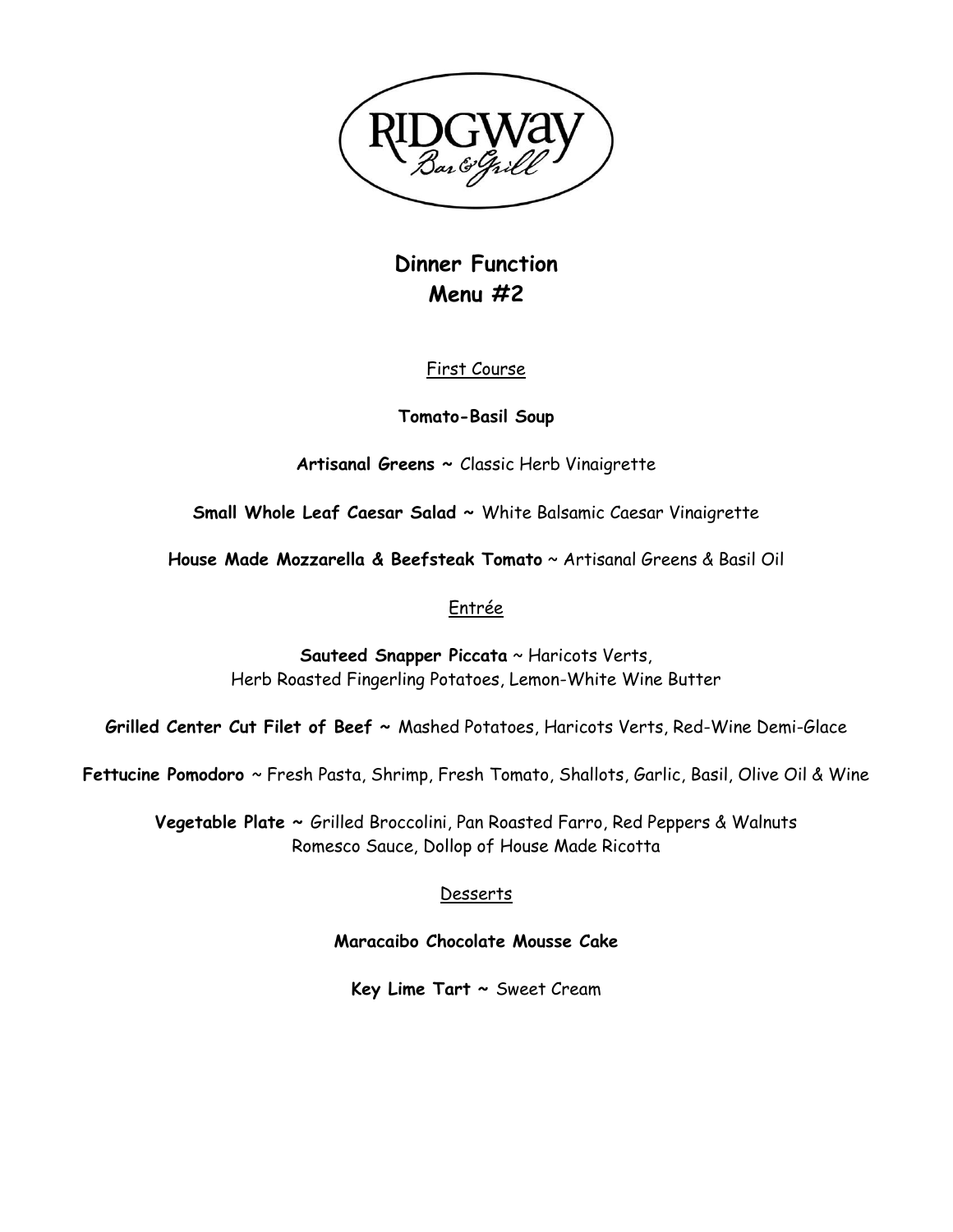# Ridgway Bar & Grill

## Dinner Function
## Menu #2

### First Course

**Tomato-Basil Soup**

**Artisanal Greens ~** Classic Herb Vinaigrette

**Small Whole Leaf Caesar Salad ~** White Balsamic Caesar Vinaigrette

**House Made Mozzarella & Beefsteak Tomato** ~ Artisanal Greens & Basil Oil

### Entrée

**Sauteed Snapper Piccata** ~ Haricots Verts,
Herb Roasted Fingerling Potatoes, Lemon-White Wine Butter

**Grilled Center Cut Filet of Beef ~** Mashed Potatoes, Haricots Verts, Red-Wine Demi-Glace

**Fettucine Pomodoro** ~ Fresh Pasta, Shrimp, Fresh Tomato, Shallots, Garlic, Basil, Olive Oil & Wine

**Vegetable Plate ~** Grilled Broccolini, Pan Roasted Farro, Red Peppers & Walnuts
Romesco Sauce, Dollop of House Made Ricotta

### Desserts

**Maracaibo Chocolate Mousse Cake**

**Key Lime Tart ~** Sweet Cream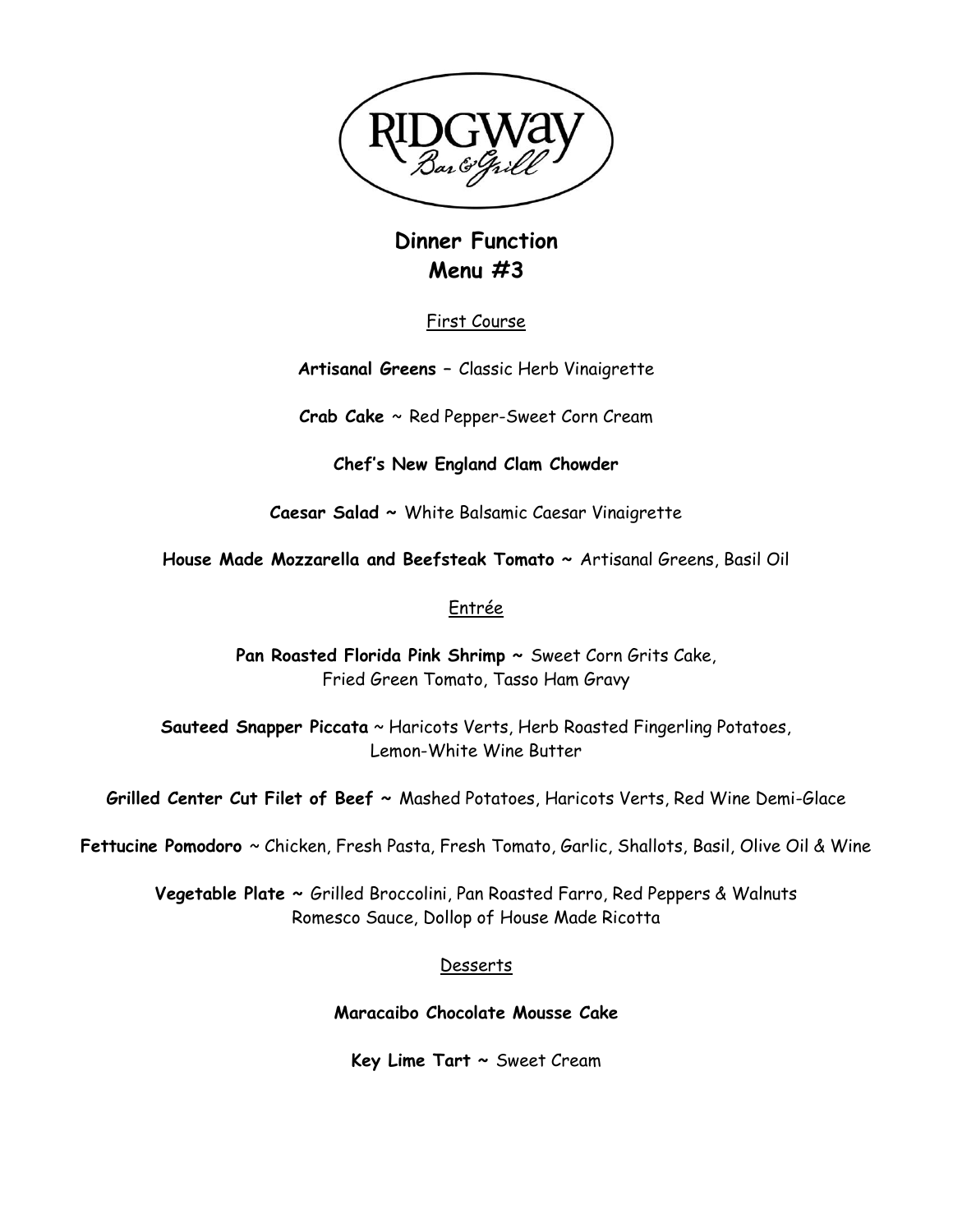RIDGWAY
Bar & Grill

# Dinner Function
# Menu #3

## First Course

**Artisanal Greens** – Classic Herb Vinaigrette

**Crab Cake** ~ Red Pepper-Sweet Corn Cream

**Chef's New England Clam Chowder**

**Caesar Salad** ~ White Balsamic Caesar Vinaigrette

**House Made Mozzarella and Beefsteak Tomato** ~ Artisanal Greens, Basil Oil

## Entrée

**Pan Roasted Florida Pink Shrimp** ~ Sweet Corn Grits Cake,
Fried Green Tomato, Tasso Ham Gravy

**Sauteed Snapper Piccata** ~ Haricots Verts, Herb Roasted Fingerling Potatoes,
Lemon-White Wine Butter

**Grilled Center Cut Filet of Beef** ~ Mashed Potatoes, Haricots Verts, Red Wine Demi-Glace

**Fettucine Pomodoro** ~ Chicken, Fresh Pasta, Fresh Tomato, Garlic, Shallots, Basil, Olive Oil & Wine

**Vegetable Plate** ~ Grilled Broccolini, Pan Roasted Farro, Red Peppers & Walnuts
Romesco Sauce, Dollop of House Made Ricotta

## Desserts

**Maracaibo Chocolate Mousse Cake**

**Key Lime Tart** ~ Sweet Cream